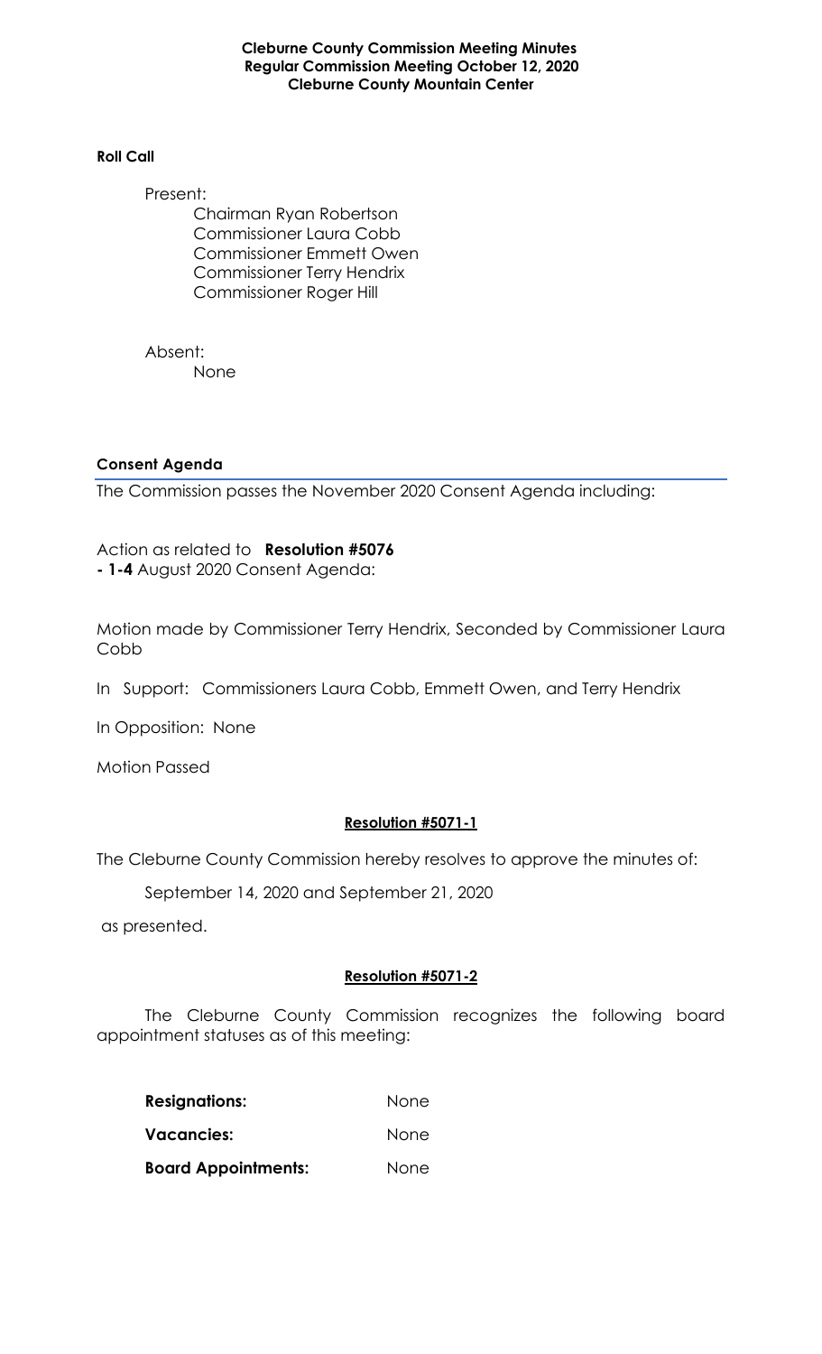**Cleburne County Commission Meeting Minutes**
**Regular Commission Meeting October 12, 2020**
**Cleburne County Mountain Center**

**Roll Call**

Present:
Chairman Ryan Robertson
Commissioner Laura Cobb
Commissioner Emmett Owen
Commissioner Terry Hendrix
Commissioner Roger Hill

Absent:
None

**Consent Agenda**

The Commission passes the November 2020 Consent Agenda including:

Action as related to **Resolution #5076**
**- 1-4** August 2020 Consent Agenda:

Motion made by Commissioner Terry Hendrix, Seconded by Commissioner Laura Cobb

In Support: Commissioners Laura Cobb, Emmett Owen, and Terry Hendrix

In Opposition: None

Motion Passed

**Resolution #5071-1**

The Cleburne County Commission hereby resolves to approve the minutes of:

September 14, 2020 and September 21, 2020

as presented.

**Resolution #5071-2**

The Cleburne County Commission recognizes the following board appointment statuses as of this meeting:

| | |
|---|---|
| **Resignations:** | None |
| **Vacancies:** | None |
| **Board Appointments:** | None |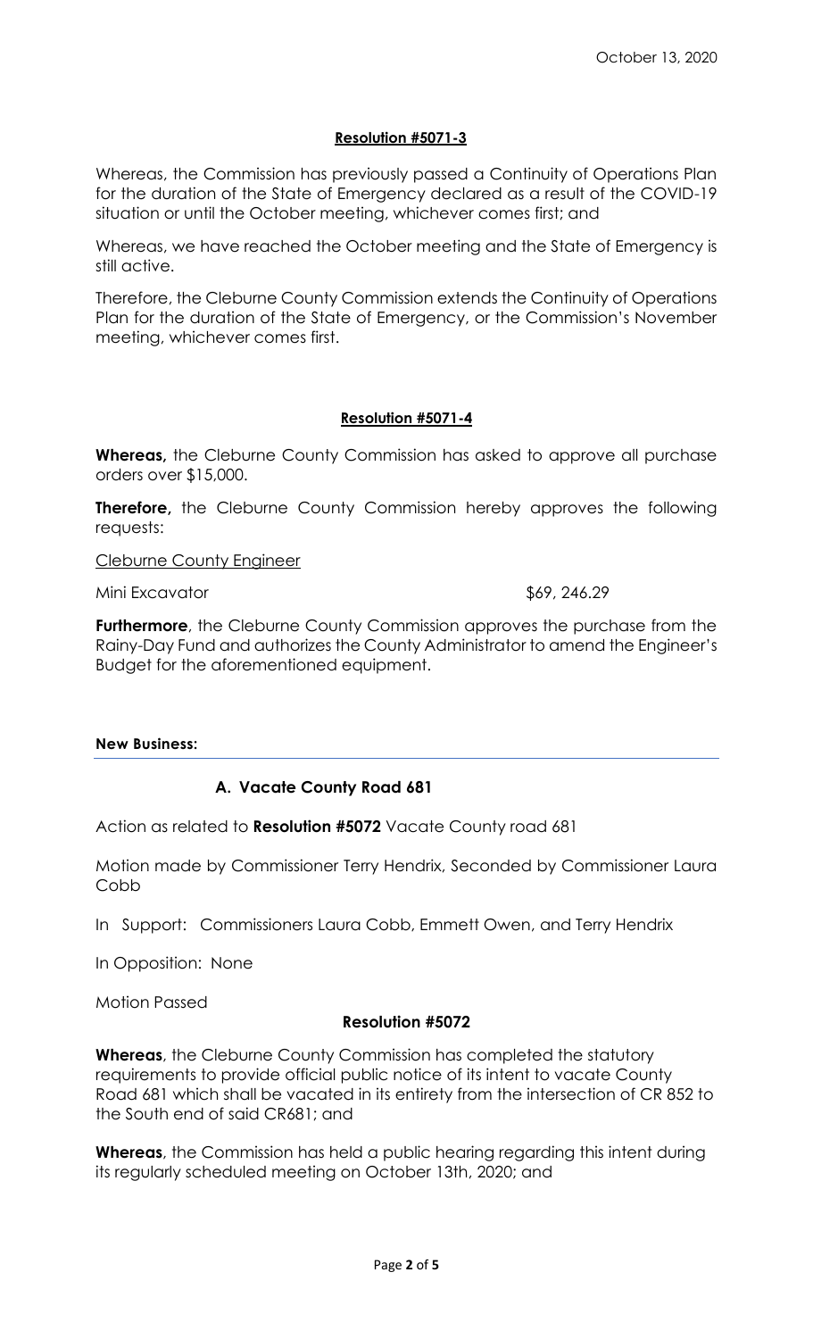October 13, 2020

**Resolution #5071-3**

Whereas, the Commission has previously passed a Continuity of Operations Plan for the duration of the State of Emergency declared as a result of the COVID-19 situation or until the October meeting, whichever comes first; and

Whereas, we have reached the October meeting and the State of Emergency is still active.

Therefore, the Cleburne County Commission extends the Continuity of Operations Plan for the duration of the State of Emergency, or the Commission's November meeting, whichever comes first.

**Resolution #5071-4**

**Whereas,** the Cleburne County Commission has asked to approve all purchase orders over $15,000.

**Therefore,** the Cleburne County Commission hereby approves the following requests:

Cleburne County Engineer

Mini Excavator $69, 246.29

**Furthermore**, the Cleburne County Commission approves the purchase from the Rainy-Day Fund and authorizes the County Administrator to amend the Engineer's Budget for the aforementioned equipment.

**New Business:**

**A. Vacate County Road 681**

Action as related to **Resolution #5072** Vacate County road 681

Motion made by Commissioner Terry Hendrix, Seconded by Commissioner Laura Cobb

In Support: Commissioners Laura Cobb, Emmett Owen, and Terry Hendrix

In Opposition: None

Motion Passed

**Resolution #5072**

**Whereas**, the Cleburne County Commission has completed the statutory requirements to provide official public notice of its intent to vacate County Road 681 which shall be vacated in its entirety from the intersection of CR 852 to the South end of said CR681; and

**Whereas**, the Commission has held a public hearing regarding this intent during its regularly scheduled meeting on October 13th, 2020; and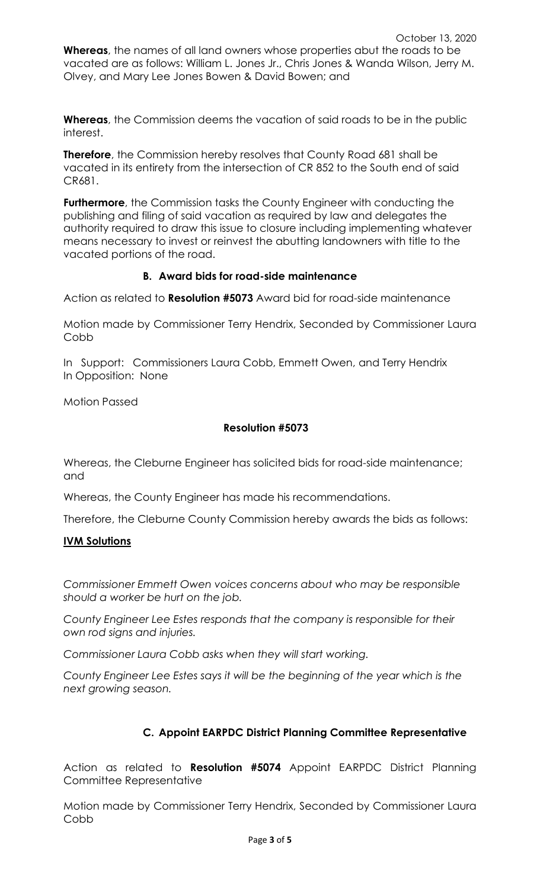**Whereas**, the names of all land owners whose properties abut the roads to be vacated are as follows: William L. Jones Jr., Chris Jones & Wanda Wilson, Jerry M. Olvey, and Mary Lee Jones Bowen & David Bowen; and

**Whereas**, the Commission deems the vacation of said roads to be in the public interest.

**Therefore**, the Commission hereby resolves that County Road 681 shall be vacated in its entirety from the intersection of CR 852 to the South end of said CR681.

**Furthermore**, the Commission tasks the County Engineer with conducting the publishing and filing of said vacation as required by law and delegates the authority required to draw this issue to closure including implementing whatever means necessary to invest or reinvest the abutting landowners with title to the vacated portions of the road.

### B. Award bids for road-side maintenance

Action as related to **Resolution #5073** Award bid for road-side maintenance

Motion made by Commissioner Terry Hendrix, Seconded by Commissioner Laura Cobb

In Support: Commissioners Laura Cobb, Emmett Owen, and Terry Hendrix
In Opposition: None

Motion Passed

**Resolution #5073**

Whereas, the Cleburne Engineer has solicited bids for road-side maintenance; and

Whereas, the County Engineer has made his recommendations.

Therefore, the Cleburne County Commission hereby awards the bids as follows:

**IVM Solutions**

*Commissioner Emmett Owen voices concerns about who may be responsible should a worker be hurt on the job.*

*County Engineer Lee Estes responds that the company is responsible for their own rod signs and injuries.*

*Commissioner Laura Cobb asks when they will start working.*

*County Engineer Lee Estes says it will be the beginning of the year which is the next growing season.*

### C. Appoint EARPDC District Planning Committee Representative

Action as related to **Resolution #5074** Appoint EARPDC District Planning Committee Representative

Motion made by Commissioner Terry Hendrix, Seconded by Commissioner Laura Cobb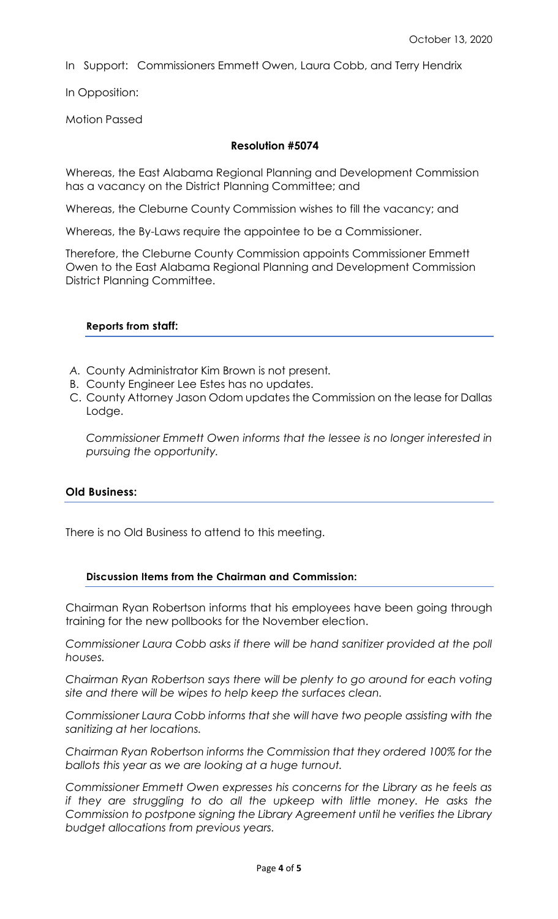October 13, 2020

In Support: Commissioners Emmett Owen, Laura Cobb, and Terry Hendrix

In Opposition:

Motion Passed

**Resolution #5074**

Whereas, the East Alabama Regional Planning and Development Commission has a vacancy on the District Planning Committee; and

Whereas, the Cleburne County Commission wishes to fill the vacancy; and

Whereas, the By-Laws require the appointee to be a Commissioner.

Therefore, the Cleburne County Commission appoints Commissioner Emmett Owen to the East Alabama Regional Planning and Development Commission District Planning Committee.

**Reports from staff:**

A. County Administrator Kim Brown is not present.
B. County Engineer Lee Estes has no updates.
C. County Attorney Jason Odom updates the Commission on the lease for Dallas Lodge.

   *Commissioner Emmett Owen informs that the lessee is no longer interested in pursuing the opportunity.*

**Old Business:**

There is no Old Business to attend to this meeting.

**Discussion Items from the Chairman and Commission:**

Chairman Ryan Robertson informs that his employees have been going through training for the new pollbooks for the November election.

*Commissioner Laura Cobb asks if there will be hand sanitizer provided at the poll houses.*

*Chairman Ryan Robertson says there will be plenty to go around for each voting site and there will be wipes to help keep the surfaces clean.*

*Commissioner Laura Cobb informs that she will have two people assisting with the sanitizing at her locations.*

*Chairman Ryan Robertson informs the Commission that they ordered 100% for the ballots this year as we are looking at a huge turnout.*

*Commissioner Emmett Owen expresses his concerns for the Library as he feels as if they are struggling to do all the upkeep with little money. He asks the Commission to postpone signing the Library Agreement until he verifies the Library budget allocations from previous years.*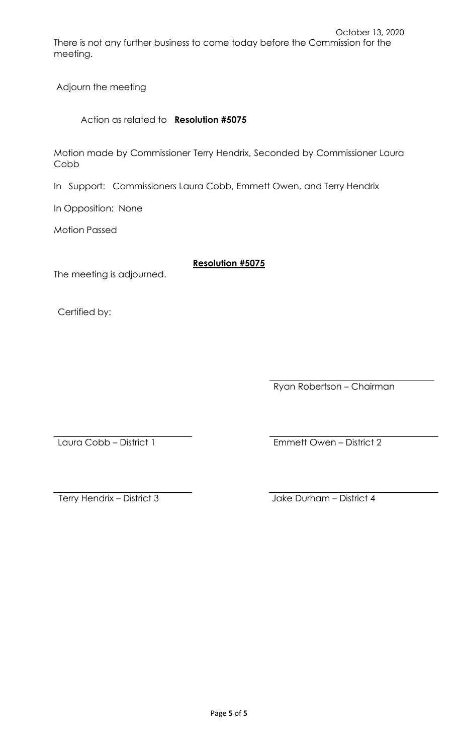October 13, 2020

There is not any further business to come today before the Commission for the meeting.

Adjourn the meeting

Action as related to **Resolution #5075**

Motion made by Commissioner Terry Hendrix, Seconded by Commissioner Laura Cobb

In Support: Commissioners Laura Cobb, Emmett Owen, and Terry Hendrix

In Opposition: None

Motion Passed

**Resolution #5075**

The meeting is adjourned.

Certified by:

Ryan Robertson – Chairman

Laura Cobb – District 1

Emmett Owen – District 2

Terry Hendrix – District 3

Jake Durham – District 4